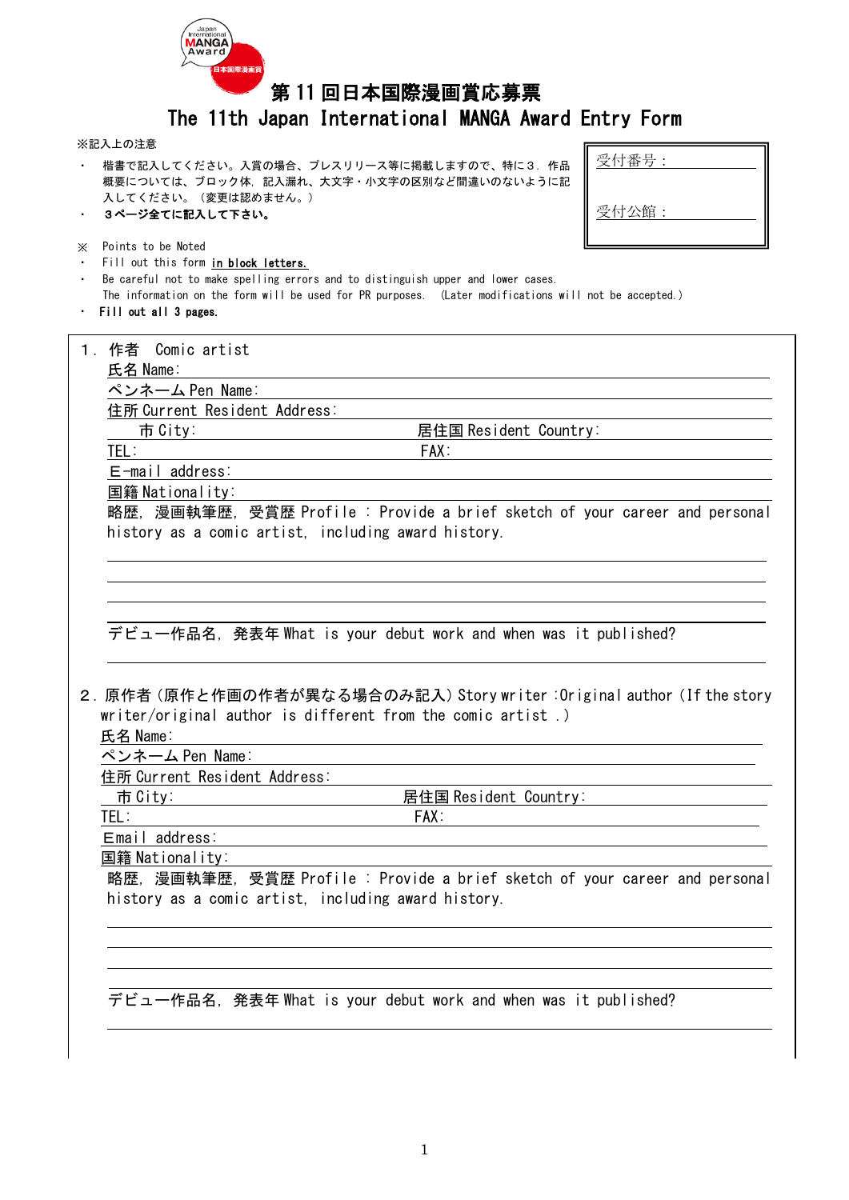# 第 11 回日本国際漫画賞応募票

# The 11th Japan International MANGA Award Entry Form

受付番号：

受付公館：

※記入上の注意

- 楷書で記入してください。入賞の場合、プレスリリース等に掲載しますので、特に３．作品概要については、ブロック体，記入漏れ、大文字・小文字の区別など間違いのないように記入してください。（変更は認めません。）
- **３ページ全てに記入して下さい。**

※ Points to be Noted

- Fill out this form **in block letters.**
- Be careful not to make spelling errors and to distinguish upper and lower cases. The information on the form will be used for PR purposes. (Later modifications will not be accepted.)
- **Fill out all 3 pages.**

１．作者　Comic artist

氏名 Name:

ペンネーム Pen Name:

住所 Current Resident Address:

市 City:　　　　居住国 Resident Country:

TEL:　　　　FAX:

E-mail address:

国籍 Nationality:

略歴, 漫画執筆歴, 受賞歴 Profile : Provide a brief sketch of your career and personal history as a comic artist, including award history.

デビュー作品名, 発表年 What is your debut work and when was it published?

２．原作者（原作と作画の作者が異なる場合のみ記入）Story writer :Original author (If the story writer/original author is different from the comic artist .)

氏名 Name:

ペンネーム Pen Name:

住所 Current Resident Address:

市 City:　　　　居住国 Resident Country:

TEL:　　　　FAX:

Email address:

国籍 Nationality:

略歴, 漫画執筆歴, 受賞歴 Profile : Provide a brief sketch of your career and personal history as a comic artist, including award history.

デビュー作品名, 発表年 What is your debut work and when was it published?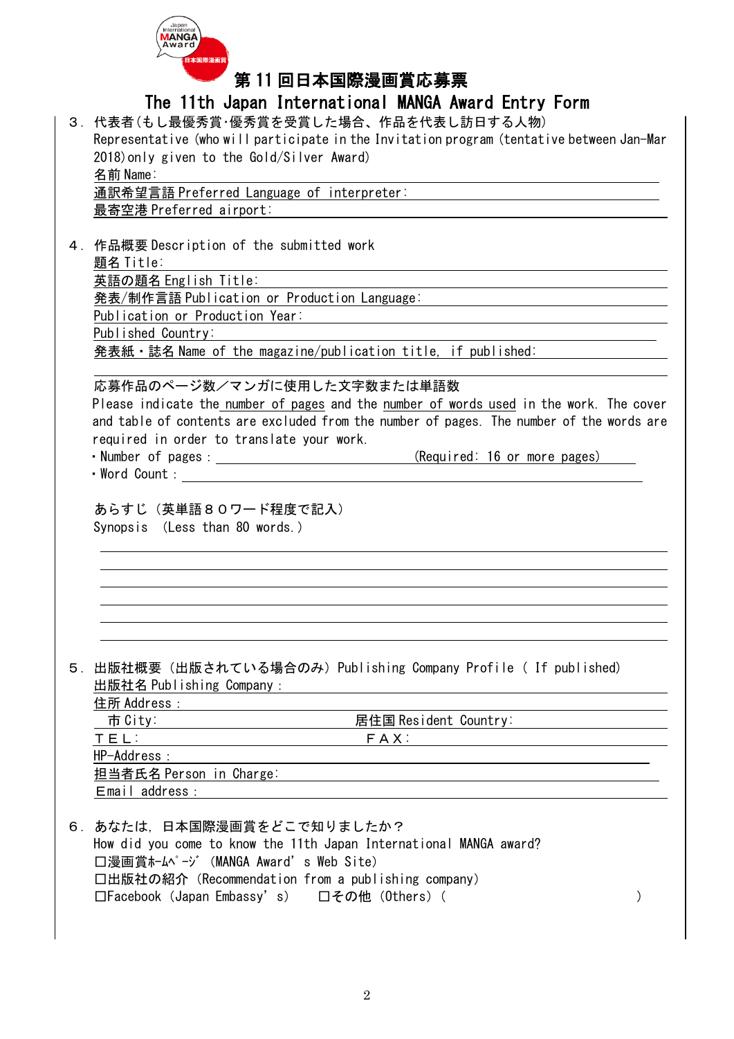# 第 11 回日本国際漫画賞応募票

# The 11th Japan International MANGA Award Entry Form

３．代表者(もし最優秀賞･優秀賞を受賞した場合、作品を代表し訪日する人物)
Representative (who will participate in the Invitation program (tentative between Jan-Mar 2018) only given to the Gold/Silver Award)

名前 Name:

通訳希望言語 Preferred Language of interpreter:

最寄空港 Preferred airport:

４．作品概要 Description of the submitted work

題名 Title:

英語の題名 English Title:

発表/制作言語 Publication or Production Language:

Publication or Production Year:

Published Country:

発表紙・誌名 Name of the magazine/publication title, if published:

応募作品のページ数／マンガに使用した文字数または単語数

Please indicate the number of pages and the number of words used in the work. The cover and table of contents are excluded from the number of pages. The number of the words are required in order to translate your work.

- Number of pages : (Required: 16 or more pages)
- Word Count :

あらすじ（英単語８０ワード程度で記入）
Synopsis (Less than 80 words.)

５．出版社概要（出版されている場合のみ）Publishing Company Profile ( If published)

出版社名 Publishing Company :

住所 Address :

市 City: 居住国 Resident Country:

ＴＥＬ: ＦＡＸ:

HP-Address :

担当者氏名 Person in Charge:

Email address :

６．あなたは，日本国際漫画賞をどこで知りましたか？
How did you come to know the 11th Japan International MANGA award?

☐漫画賞ﾎｰﾑﾍﾟｰｼﾞ (MANGA Award's Web Site)
☐出版社の紹介 (Recommendation from a publishing company)
☐Facebook (Japan Embassy's)　☐その他 (Others) (　　　　　　　　　　)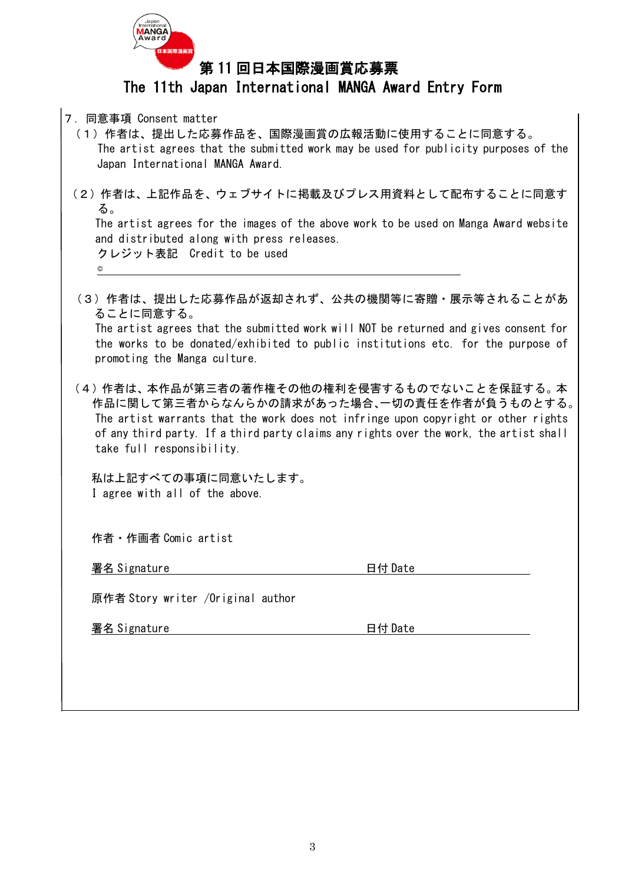# 第 11 回日本国際漫画賞応募票
# The 11th Japan International MANGA Award Entry Form

7．同意事項 Consent matter

（1）作者は、提出した応募作品を、国際漫画賞の広報活動に使用することに同意する。
The artist agrees that the submitted work may be used for publicity purposes of the Japan International MANGA Award.

（2）作者は、上記作品を、ウェブサイトに掲載及びプレス用資料として配布することに同意する。
The artist agrees for the images of the above work to be used on Manga Award website and distributed along with press releases.
クレジット表記　Credit to be used
© ______________________________

（3）作者は、提出した応募作品が返却されず、公共の機関等に寄贈・展示等されることがあることに同意する。
The artist agrees that the submitted work will NOT be returned and gives consent for the works to be donated/exhibited to public institutions etc. for the purpose of promoting the Manga culture.

（4）作者は、本作品が第三者の著作権その他の権利を侵害するものでないことを保証する。本作品に関して第三者からなんらかの請求があった場合、一切の責任を作者が負うものとする。
The artist warrants that the work does not infringe upon copyright or other rights of any third party. If a third party claims any rights over the work, the artist shall take full responsibility.

私は上記すべての事項に同意いたします。
I agree with all of the above.

作者・作画者 Comic artist

署名 Signature ______________________ 日付 Date ______________

原作者 Story writer /Original author

署名 Signature ______________________ 日付 Date ______________